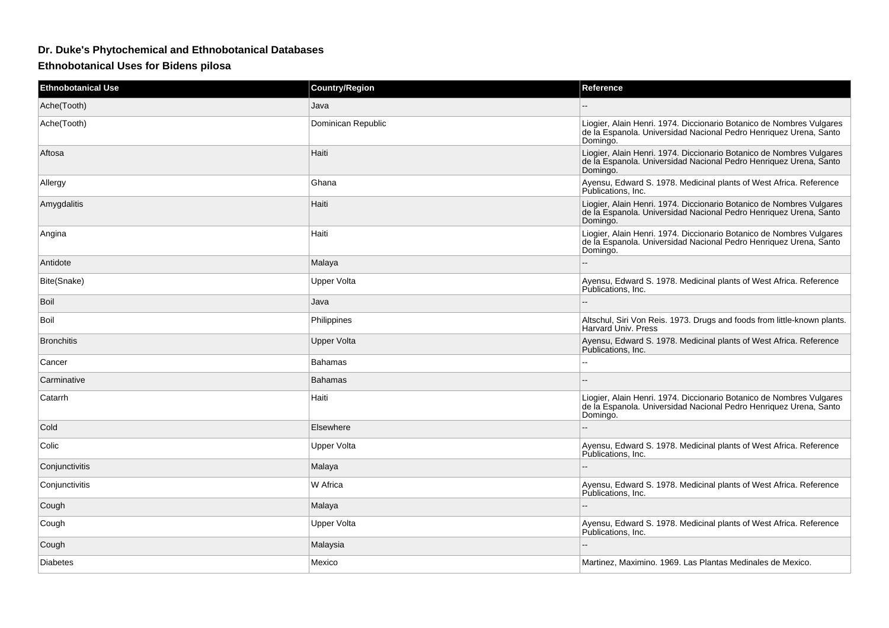# Dr. Duke's Phytochemical and Ethnobotanical Databases

## Ethnobotanical Uses for Bidens pilosa

| Ethnobotanical Use | Country/Region | Reference |
| --- | --- | --- |
| Ache(Tooth) | Java | -- |
| Ache(Tooth) | Dominican Republic | Liogier, Alain Henri. 1974. Diccionario Botanico de Nombres Vulgares de la Espanola. Universidad Nacional Pedro Henriquez Urena, Santo Domingo. |
| Aftosa | Haiti | Liogier, Alain Henri. 1974. Diccionario Botanico de Nombres Vulgares de la Espanola. Universidad Nacional Pedro Henriquez Urena, Santo Domingo. |
| Allergy | Ghana | Ayensu, Edward S. 1978. Medicinal plants of West Africa. Reference Publications, Inc. |
| Amygdalitis | Haiti | Liogier, Alain Henri. 1974. Diccionario Botanico de Nombres Vulgares de la Espanola. Universidad Nacional Pedro Henriquez Urena, Santo Domingo. |
| Angina | Haiti | Liogier, Alain Henri. 1974. Diccionario Botanico de Nombres Vulgares de la Espanola. Universidad Nacional Pedro Henriquez Urena, Santo Domingo. |
| Antidote | Malaya | -- |
| Bite(Snake) | Upper Volta | Ayensu, Edward S. 1978. Medicinal plants of West Africa. Reference Publications, Inc. |
| Boil | Java | -- |
| Boil | Philippines | Altschul, Siri Von Reis. 1973. Drugs and foods from little-known plants. Harvard Univ. Press |
| Bronchitis | Upper Volta | Ayensu, Edward S. 1978. Medicinal plants of West Africa. Reference Publications, Inc. |
| Cancer | Bahamas | -- |
| Carminative | Bahamas | -- |
| Catarrh | Haiti | Liogier, Alain Henri. 1974. Diccionario Botanico de Nombres Vulgares de la Espanola. Universidad Nacional Pedro Henriquez Urena, Santo Domingo. |
| Cold | Elsewhere | -- |
| Colic | Upper Volta | Ayensu, Edward S. 1978. Medicinal plants of West Africa. Reference Publications, Inc. |
| Conjunctivitis | Malaya | -- |
| Conjunctivitis | W Africa | Ayensu, Edward S. 1978. Medicinal plants of West Africa. Reference Publications, Inc. |
| Cough | Malaya | -- |
| Cough | Upper Volta | Ayensu, Edward S. 1978. Medicinal plants of West Africa. Reference Publications, Inc. |
| Cough | Malaysia | -- |
| Diabetes | Mexico | Martinez, Maximino. 1969. Las Plantas Medinales de Mexico. |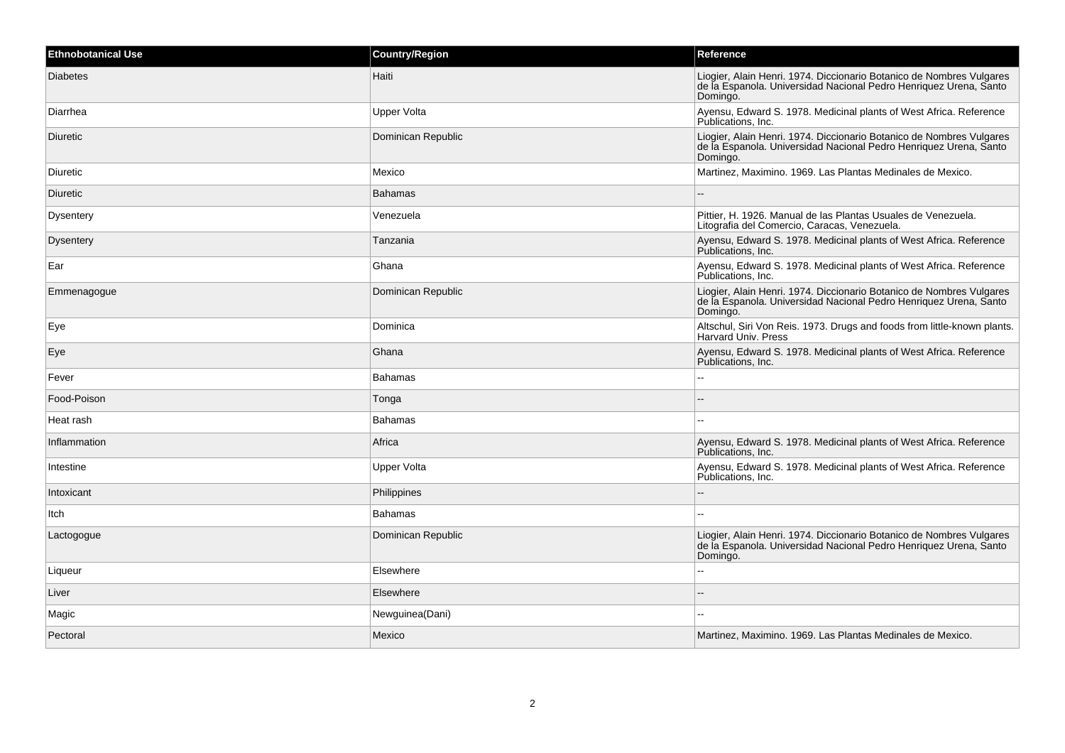| Ethnobotanical Use | Country/Region | Reference |
| --- | --- | --- |
| Diabetes | Haiti | Liogier, Alain Henri. 1974. Diccionario Botanico de Nombres Vulgares de la Espanola. Universidad Nacional Pedro Henriquez Urena, Santo Domingo. |
| Diarrhea | Upper Volta | Ayensu, Edward S. 1978. Medicinal plants of West Africa. Reference Publications, Inc. |
| Diuretic | Dominican Republic | Liogier, Alain Henri. 1974. Diccionario Botanico de Nombres Vulgares de la Espanola. Universidad Nacional Pedro Henriquez Urena, Santo Domingo. |
| Diuretic | Mexico | Martinez, Maximino. 1969. Las Plantas Medinales de Mexico. |
| Diuretic | Bahamas | -- |
| Dysentery | Venezuela | Pittier, H. 1926. Manual de las Plantas Usuales de Venezuela. Litografia del Comercio, Caracas, Venezuela. |
| Dysentery | Tanzania | Ayensu, Edward S. 1978. Medicinal plants of West Africa. Reference Publications, Inc. |
| Ear | Ghana | Ayensu, Edward S. 1978. Medicinal plants of West Africa. Reference Publications, Inc. |
| Emmenagogue | Dominican Republic | Liogier, Alain Henri. 1974. Diccionario Botanico de Nombres Vulgares de la Espanola. Universidad Nacional Pedro Henriquez Urena, Santo Domingo. |
| Eye | Dominica | Altschul, Siri Von Reis. 1973. Drugs and foods from little-known plants. Harvard Univ. Press |
| Eye | Ghana | Ayensu, Edward S. 1978. Medicinal plants of West Africa. Reference Publications, Inc. |
| Fever | Bahamas | -- |
| Food-Poison | Tonga | -- |
| Heat rash | Bahamas | -- |
| Inflammation | Africa | Ayensu, Edward S. 1978. Medicinal plants of West Africa. Reference Publications, Inc. |
| Intestine | Upper Volta | Ayensu, Edward S. 1978. Medicinal plants of West Africa. Reference Publications, Inc. |
| Intoxicant | Philippines | -- |
| Itch | Bahamas | -- |
| Lactogogue | Dominican Republic | Liogier, Alain Henri. 1974. Diccionario Botanico de Nombres Vulgares de la Espanola. Universidad Nacional Pedro Henriquez Urena, Santo Domingo. |
| Liqueur | Elsewhere | -- |
| Liver | Elsewhere | -- |
| Magic | Newguinea(Dani) | -- |
| Pectoral | Mexico | Martinez, Maximino. 1969. Las Plantas Medinales de Mexico. |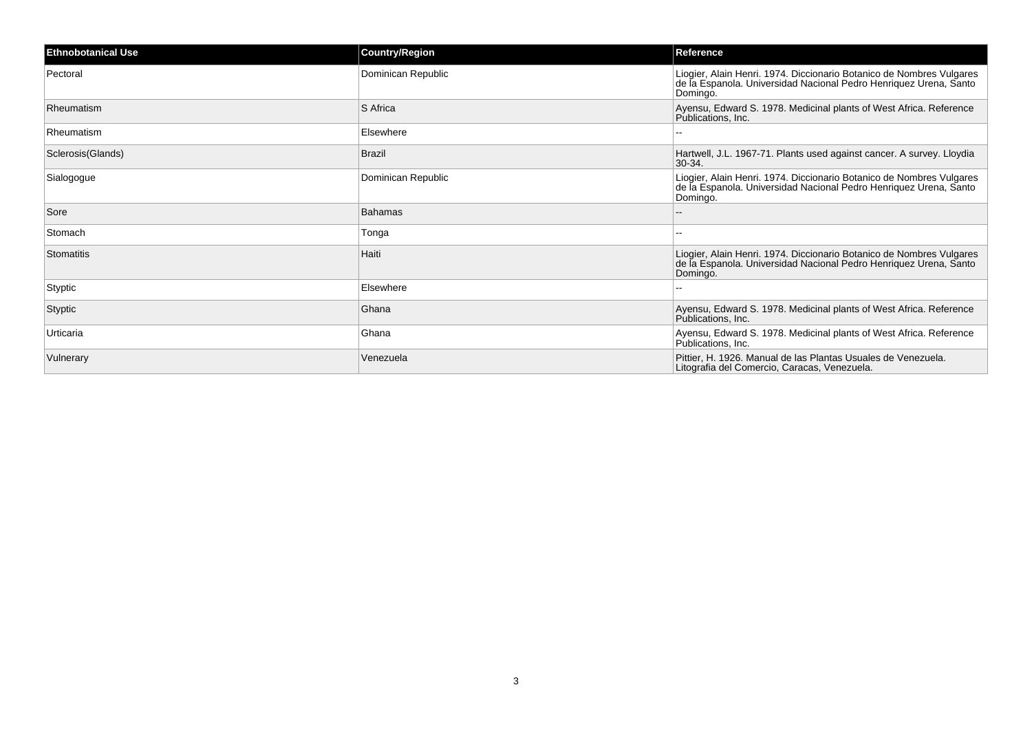| Ethnobotanical Use | Country/Region | Reference |
| --- | --- | --- |
| Pectoral | Dominican Republic | Liogier, Alain Henri. 1974. Diccionario Botanico de Nombres Vulgares de la Espanola. Universidad Nacional Pedro Henriquez Urena, Santo Domingo. |
| Rheumatism | S Africa | Ayensu, Edward S. 1978. Medicinal plants of West Africa. Reference Publications, Inc. |
| Rheumatism | Elsewhere | -- |
| Sclerosis(Glands) | Brazil | Hartwell, J.L. 1967-71. Plants used against cancer. A survey. Lloydia 30-34. |
| Sialogogue | Dominican Republic | Liogier, Alain Henri. 1974. Diccionario Botanico de Nombres Vulgares de la Espanola. Universidad Nacional Pedro Henriquez Urena, Santo Domingo. |
| Sore | Bahamas | -- |
| Stomach | Tonga | -- |
| Stomatitis | Haiti | Liogier, Alain Henri. 1974. Diccionario Botanico de Nombres Vulgares de la Espanola. Universidad Nacional Pedro Henriquez Urena, Santo Domingo. |
| Styptic | Elsewhere | -- |
| Styptic | Ghana | Ayensu, Edward S. 1978. Medicinal plants of West Africa. Reference Publications, Inc. |
| Urticaria | Ghana | Ayensu, Edward S. 1978. Medicinal plants of West Africa. Reference Publications, Inc. |
| Vulnerary | Venezuela | Pittier, H. 1926. Manual de las Plantas Usuales de Venezuela. Litografia del Comercio, Caracas, Venezuela. |